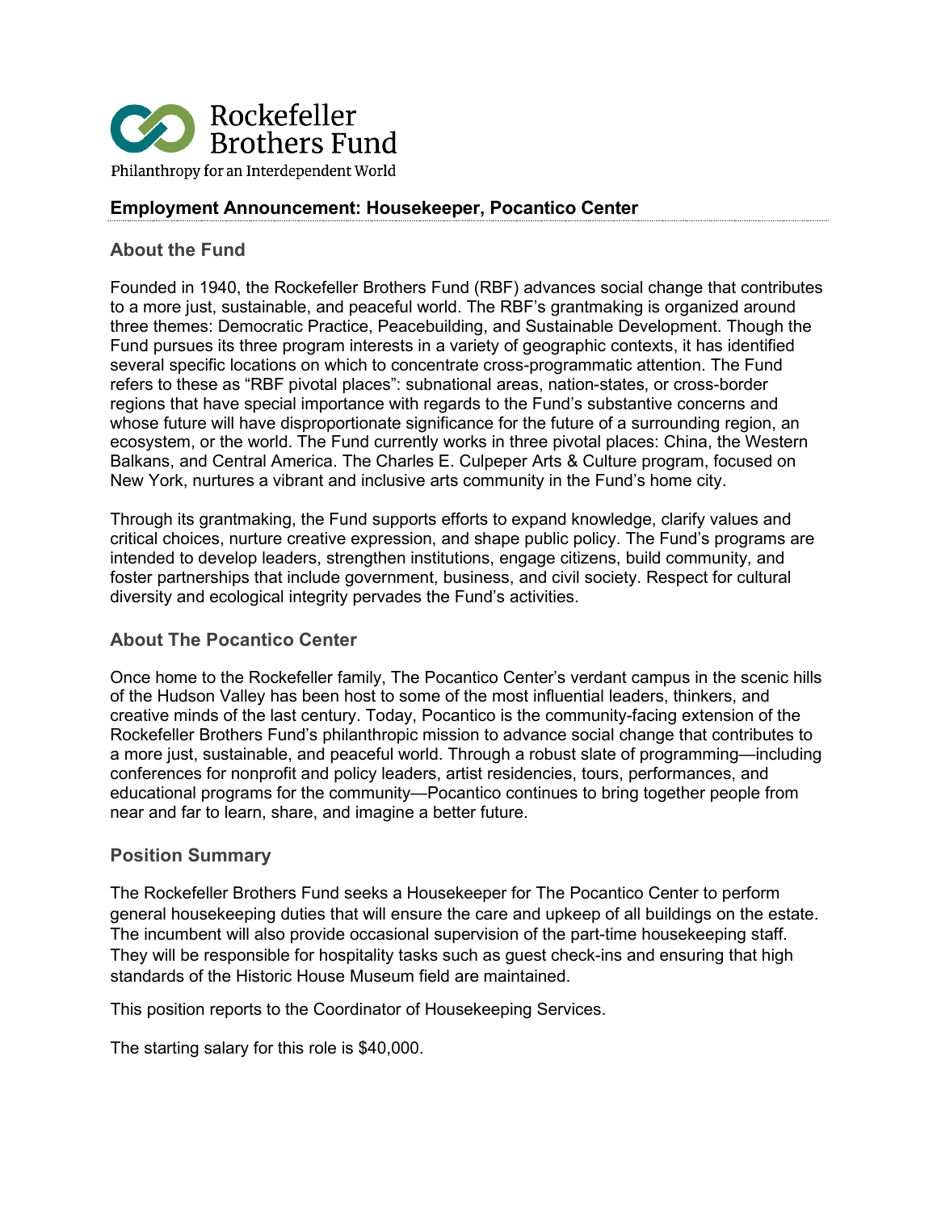Rockefeller Brothers Fund

Philanthropy for an Interdependent World

## Employment Announcement: Housekeeper, Pocantico Center

### About the Fund

Founded in 1940, the Rockefeller Brothers Fund (RBF) advances social change that contributes to a more just, sustainable, and peaceful world. The RBF's grantmaking is organized around three themes: Democratic Practice, Peacebuilding, and Sustainable Development. Though the Fund pursues its three program interests in a variety of geographic contexts, it has identified several specific locations on which to concentrate cross-programmatic attention. The Fund refers to these as "RBF pivotal places": subnational areas, nation-states, or cross-border regions that have special importance with regards to the Fund's substantive concerns and whose future will have disproportionate significance for the future of a surrounding region, an ecosystem, or the world. The Fund currently works in three pivotal places: China, the Western Balkans, and Central America. The Charles E. Culpeper Arts & Culture program, focused on New York, nurtures a vibrant and inclusive arts community in the Fund's home city.

Through its grantmaking, the Fund supports efforts to expand knowledge, clarify values and critical choices, nurture creative expression, and shape public policy. The Fund's programs are intended to develop leaders, strengthen institutions, engage citizens, build community, and foster partnerships that include government, business, and civil society. Respect for cultural diversity and ecological integrity pervades the Fund's activities.

### About The Pocantico Center

Once home to the Rockefeller family, The Pocantico Center's verdant campus in the scenic hills of the Hudson Valley has been host to some of the most influential leaders, thinkers, and creative minds of the last century. Today, Pocantico is the community-facing extension of the Rockefeller Brothers Fund's philanthropic mission to advance social change that contributes to a more just, sustainable, and peaceful world. Through a robust slate of programming—including conferences for nonprofit and policy leaders, artist residencies, tours, performances, and educational programs for the community—Pocantico continues to bring together people from near and far to learn, share, and imagine a better future.

### Position Summary

The Rockefeller Brothers Fund seeks a Housekeeper for The Pocantico Center to perform general housekeeping duties that will ensure the care and upkeep of all buildings on the estate. The incumbent will also provide occasional supervision of the part-time housekeeping staff. They will be responsible for hospitality tasks such as guest check-ins and ensuring that high standards of the Historic House Museum field are maintained.

This position reports to the Coordinator of Housekeeping Services.

The starting salary for this role is $40,000.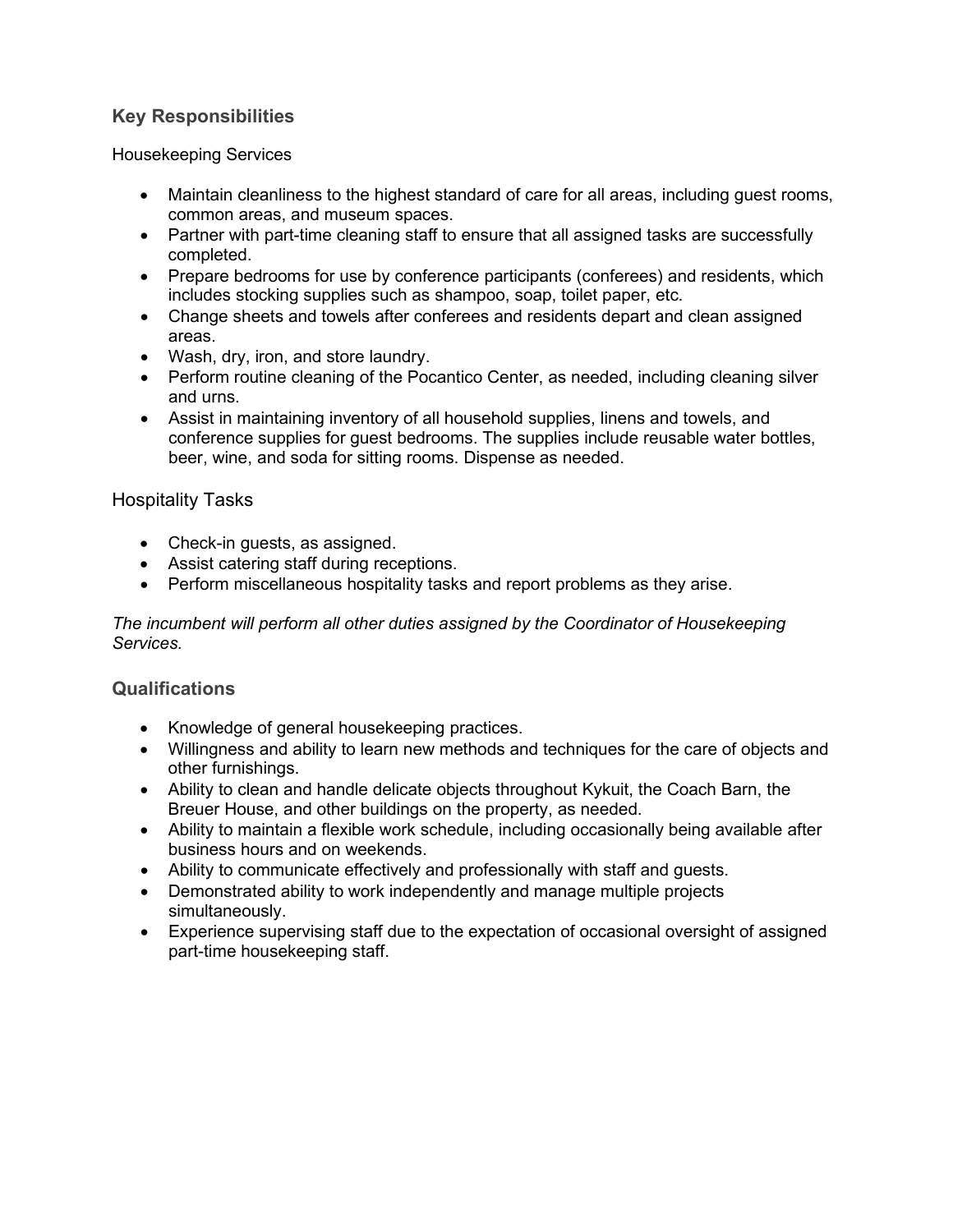## Key Responsibilities

### Housekeeping Services

- Maintain cleanliness to the highest standard of care for all areas, including guest rooms, common areas, and museum spaces.
- Partner with part-time cleaning staff to ensure that all assigned tasks are successfully completed.
- Prepare bedrooms for use by conference participants (conferees) and residents, which includes stocking supplies such as shampoo, soap, toilet paper, etc.
- Change sheets and towels after conferees and residents depart and clean assigned areas.
- Wash, dry, iron, and store laundry.
- Perform routine cleaning of the Pocantico Center, as needed, including cleaning silver and urns.
- Assist in maintaining inventory of all household supplies, linens and towels, and conference supplies for guest bedrooms. The supplies include reusable water bottles, beer, wine, and soda for sitting rooms. Dispense as needed.

### Hospitality Tasks

- Check-in guests, as assigned.
- Assist catering staff during receptions.
- Perform miscellaneous hospitality tasks and report problems as they arise.

*The incumbent will perform all other duties assigned by the Coordinator of Housekeeping Services.*

## Qualifications

- Knowledge of general housekeeping practices.
- Willingness and ability to learn new methods and techniques for the care of objects and other furnishings.
- Ability to clean and handle delicate objects throughout Kykuit, the Coach Barn, the Breuer House, and other buildings on the property, as needed.
- Ability to maintain a flexible work schedule, including occasionally being available after business hours and on weekends.
- Ability to communicate effectively and professionally with staff and guests.
- Demonstrated ability to work independently and manage multiple projects simultaneously.
- Experience supervising staff due to the expectation of occasional oversight of assigned part-time housekeeping staff.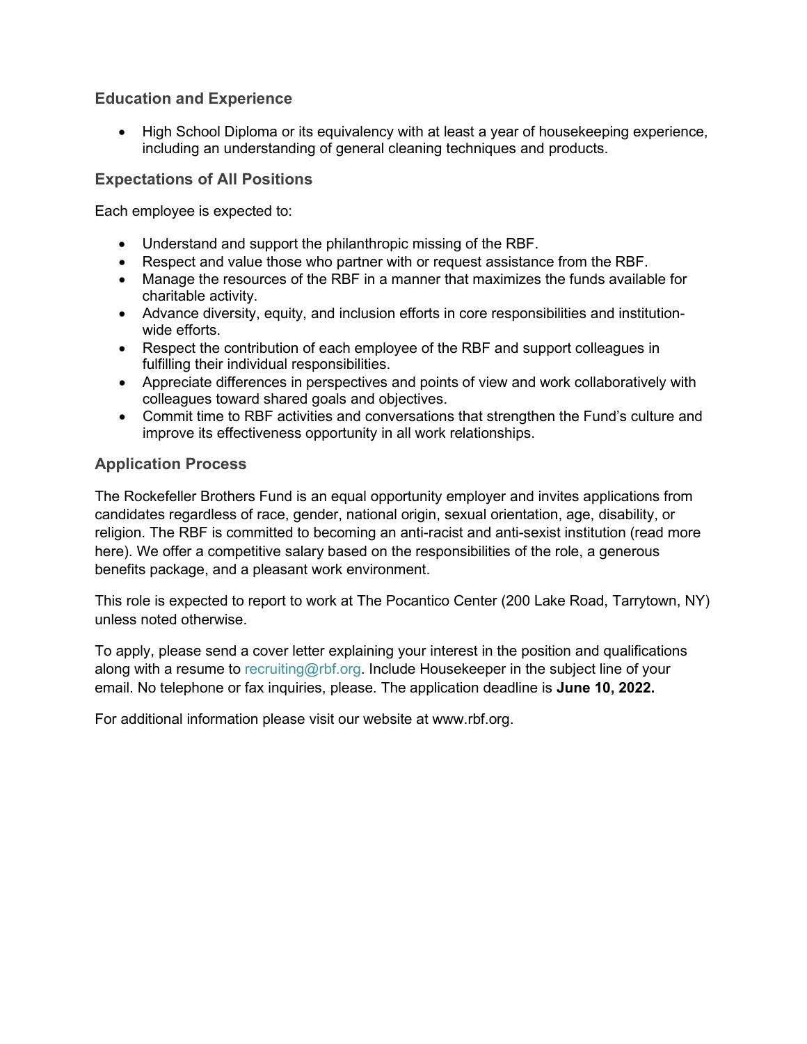### Education and Experience

- High School Diploma or its equivalency with at least a year of housekeeping experience, including an understanding of general cleaning techniques and products.

### Expectations of All Positions

Each employee is expected to:

- Understand and support the philanthropic missing of the RBF.
- Respect and value those who partner with or request assistance from the RBF.
- Manage the resources of the RBF in a manner that maximizes the funds available for charitable activity.
- Advance diversity, equity, and inclusion efforts in core responsibilities and institution-wide efforts.
- Respect the contribution of each employee of the RBF and support colleagues in fulfilling their individual responsibilities.
- Appreciate differences in perspectives and points of view and work collaboratively with colleagues toward shared goals and objectives.
- Commit time to RBF activities and conversations that strengthen the Fund's culture and improve its effectiveness opportunity in all work relationships.

### Application Process

The Rockefeller Brothers Fund is an equal opportunity employer and invites applications from candidates regardless of race, gender, national origin, sexual orientation, age, disability, or religion. The RBF is committed to becoming an anti-racist and anti-sexist institution (read more here). We offer a competitive salary based on the responsibilities of the role, a generous benefits package, and a pleasant work environment.

This role is expected to report to work at The Pocantico Center (200 Lake Road, Tarrytown, NY) unless noted otherwise.

To apply, please send a cover letter explaining your interest in the position and qualifications along with a resume to recruiting@rbf.org. Include Housekeeper in the subject line of your email. No telephone or fax inquiries, please. The application deadline is **June 10, 2022.**

For additional information please visit our website at www.rbf.org.